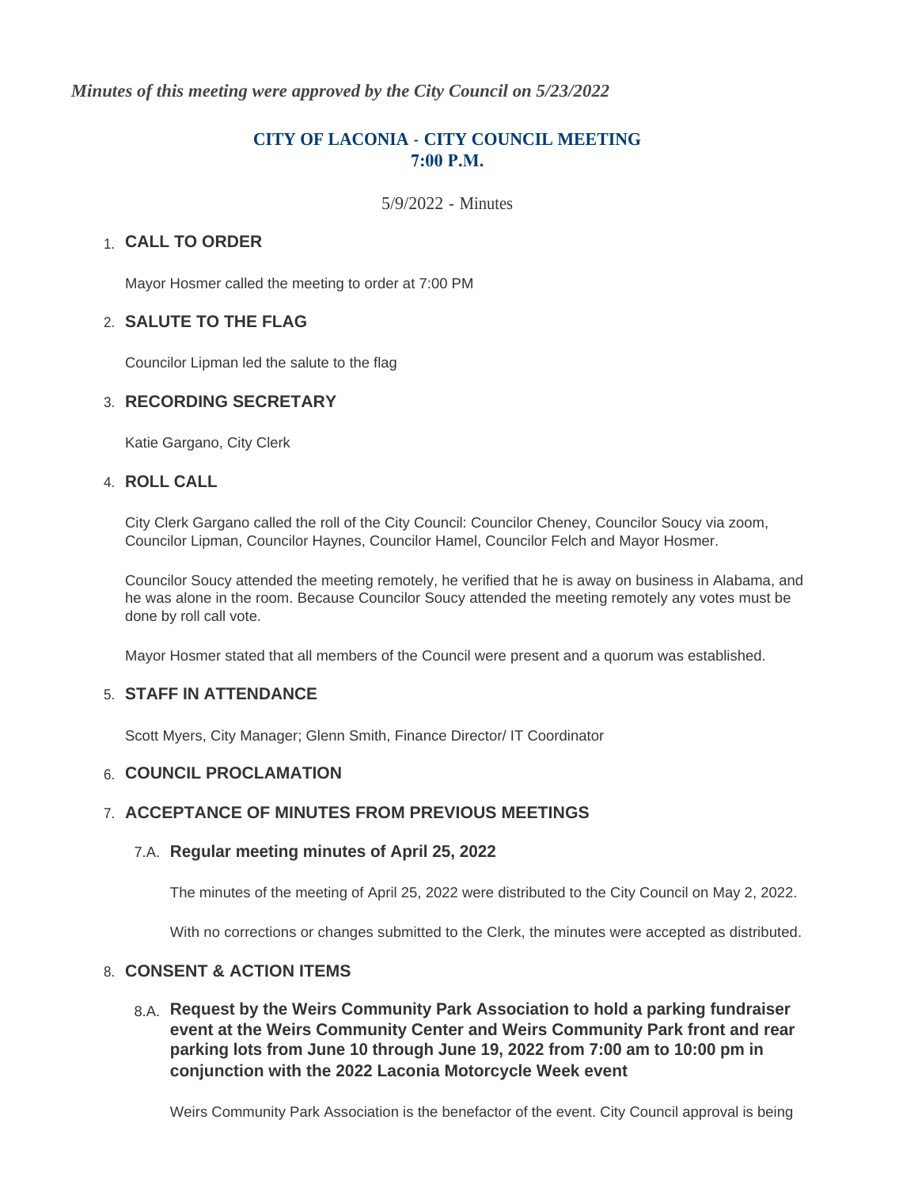*Minutes of this meeting were approved by the City Council on 5/23/2022*

# CITY OF LACONIA - CITY COUNCIL MEETING
# 7:00 P.M.

5/9/2022 - Minutes

## 1. CALL TO ORDER

Mayor Hosmer called the meeting to order at 7:00 PM

## 2. SALUTE TO THE FLAG

Councilor Lipman led the salute to the flag

## 3. RECORDING SECRETARY

Katie Gargano, City Clerk

## 4. ROLL CALL

City Clerk Gargano called the roll of the City Council: Councilor Cheney, Councilor Soucy via zoom, Councilor Lipman, Councilor Haynes, Councilor Hamel, Councilor Felch and Mayor Hosmer.

Councilor Soucy attended the meeting remotely, he verified that he is away on business in Alabama, and he was alone in the room. Because Councilor Soucy attended the meeting remotely any votes must be done by roll call vote.

Mayor Hosmer stated that all members of the Council were present and a quorum was established.

## 5. STAFF IN ATTENDANCE

Scott Myers, City Manager; Glenn Smith, Finance Director/ IT Coordinator

## 6. COUNCIL PROCLAMATION

## 7. ACCEPTANCE OF MINUTES FROM PREVIOUS MEETINGS

### 7.A. Regular meeting minutes of April 25, 2022

The minutes of the meeting of April 25, 2022 were distributed to the City Council on May 2, 2022.

With no corrections or changes submitted to the Clerk, the minutes were accepted as distributed.

## 8. CONSENT & ACTION ITEMS

### 8.A. Request by the Weirs Community Park Association to hold a parking fundraiser event at the Weirs Community Center and Weirs Community Park front and rear parking lots from June 10 through June 19, 2022 from 7:00 am to 10:00 pm in conjunction with the 2022 Laconia Motorcycle Week event

Weirs Community Park Association is the benefactor of the event. City Council approval is being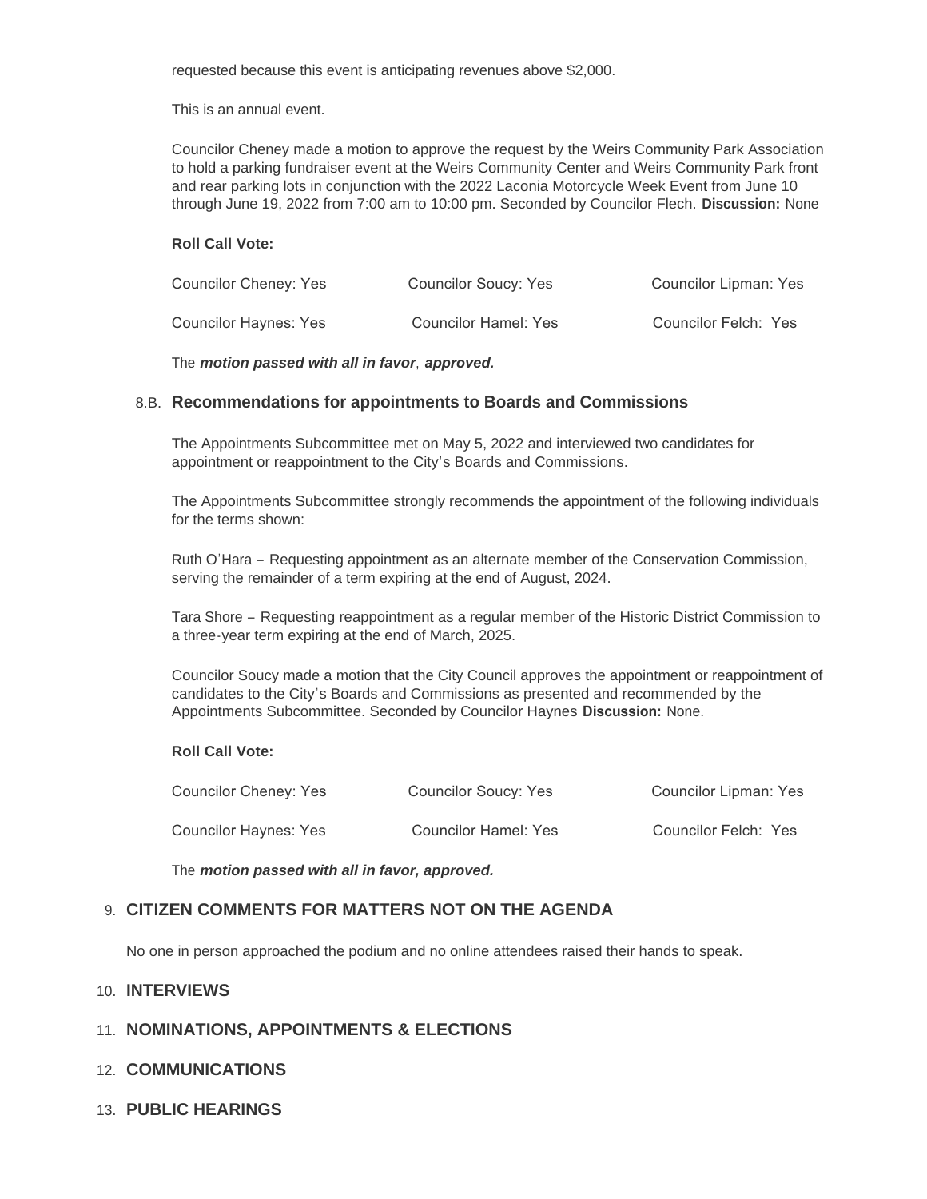requested because this event is anticipating revenues above $2,000.

This is an annual event.

Councilor Cheney made a motion to approve the request by the Weirs Community Park Association to hold a parking fundraiser event at the Weirs Community Center and Weirs Community Park front and rear parking lots in conjunction with the 2022 Laconia Motorcycle Week Event from June 10 through June 19, 2022 from 7:00 am to 10:00 pm. Seconded by Councilor Flech. **Discussion:** None

**Roll Call Vote:**

| | | |
|---|---|---|
| Councilor Cheney: Yes | Councilor Soucy: Yes | Councilor Lipman: Yes |
| Councilor Haynes: Yes | Councilor Hamel: Yes | Councilor Felch: Yes |

The ***motion passed with all in favor***, ***approved.***

### 8.B. Recommendations for appointments to Boards and Commissions

The Appointments Subcommittee met on May 5, 2022 and interviewed two candidates for appointment or reappointment to the City's Boards and Commissions.

The Appointments Subcommittee strongly recommends the appointment of the following individuals for the terms shown:

Ruth O'Hara – Requesting appointment as an alternate member of the Conservation Commission, serving the remainder of a term expiring at the end of August, 2024.

Tara Shore – Requesting reappointment as a regular member of the Historic District Commission to a three-year term expiring at the end of March, 2025.

Councilor Soucy made a motion that the City Council approves the appointment or reappointment of candidates to the City's Boards and Commissions as presented and recommended by the Appointments Subcommittee. Seconded by Councilor Haynes **Discussion:** None.

**Roll Call Vote:**

| | | |
|---|---|---|
| Councilor Cheney: Yes | Councilor Soucy: Yes | Councilor Lipman: Yes |
| Councilor Haynes: Yes | Councilor Hamel: Yes | Councilor Felch: Yes |

The ***motion passed with all in favor, approved.***

## 9. CITIZEN COMMENTS FOR MATTERS NOT ON THE AGENDA

No one in person approached the podium and no online attendees raised their hands to speak.

## 10. INTERVIEWS

## 11. NOMINATIONS, APPOINTMENTS & ELECTIONS

## 12. COMMUNICATIONS

## 13. PUBLIC HEARINGS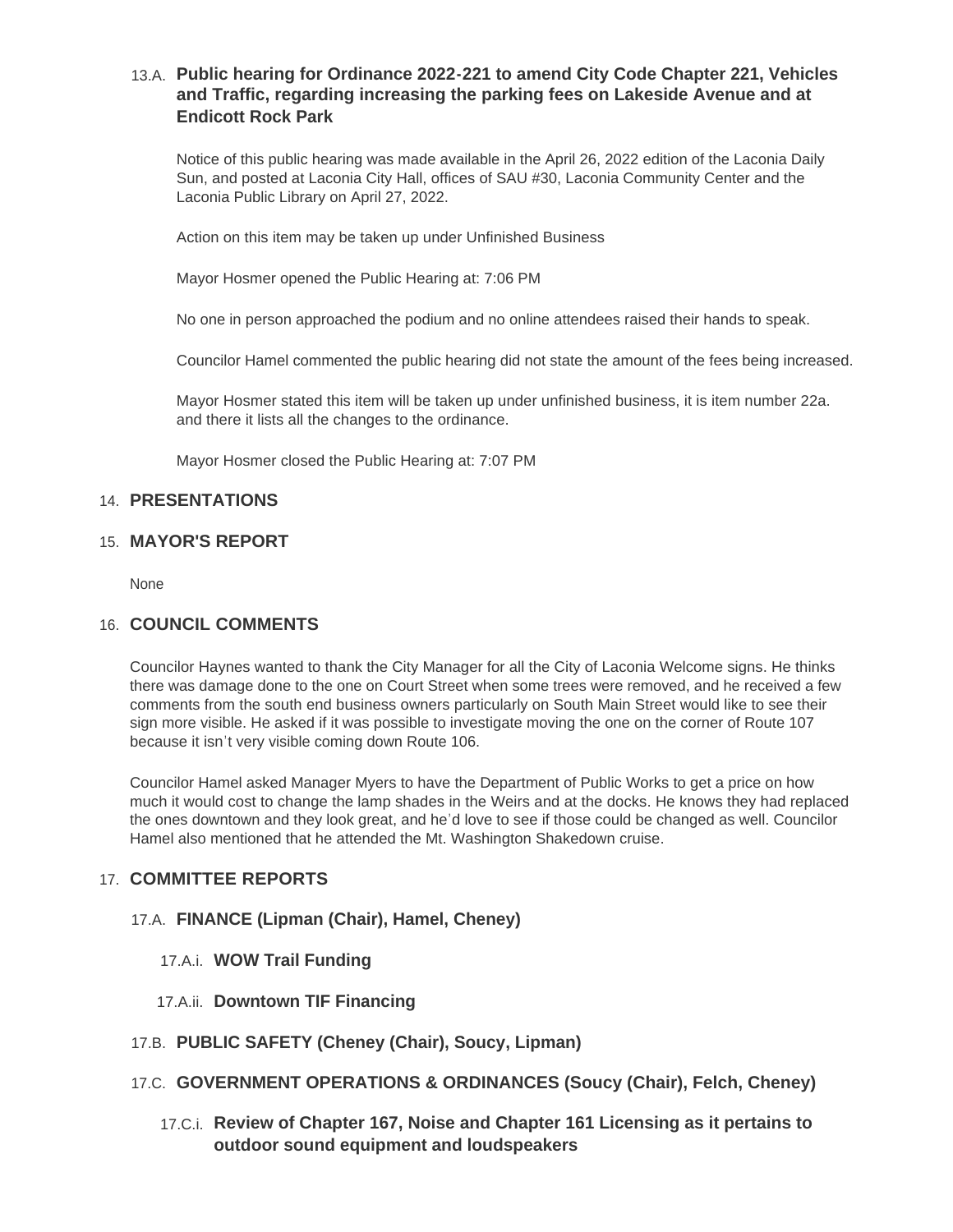### 13.A. Public hearing for Ordinance 2022-221 to amend City Code Chapter 221, Vehicles and Traffic, regarding increasing the parking fees on Lakeside Avenue and at Endicott Rock Park

Notice of this public hearing was made available in the April 26, 2022 edition of the Laconia Daily Sun, and posted at Laconia City Hall, offices of SAU #30, Laconia Community Center and the Laconia Public Library on April 27, 2022.

Action on this item may be taken up under Unfinished Business

Mayor Hosmer opened the Public Hearing at: 7:06 PM

No one in person approached the podium and no online attendees raised their hands to speak.

Councilor Hamel commented the public hearing did not state the amount of the fees being increased.

Mayor Hosmer stated this item will be taken up under unfinished business, it is item number 22a. and there it lists all the changes to the ordinance.

Mayor Hosmer closed the Public Hearing at: 7:07 PM

## 14. PRESENTATIONS

## 15. MAYOR'S REPORT

None

## 16. COUNCIL COMMENTS

Councilor Haynes wanted to thank the City Manager for all the City of Laconia Welcome signs. He thinks there was damage done to the one on Court Street when some trees were removed, and he received a few comments from the south end business owners particularly on South Main Street would like to see their sign more visible. He asked if it was possible to investigate moving the one on the corner of Route 107 because it isn't very visible coming down Route 106.

Councilor Hamel asked Manager Myers to have the Department of Public Works to get a price on how much it would cost to change the lamp shades in the Weirs and at the docks. He knows they had replaced the ones downtown and they look great, and he'd love to see if those could be changed as well. Councilor Hamel also mentioned that he attended the Mt. Washington Shakedown cruise.

## 17. COMMITTEE REPORTS

### 17.A. FINANCE (Lipman (Chair), Hamel, Cheney)

#### 17.A.i. WOW Trail Funding

#### 17.A.ii. Downtown TIF Financing

### 17.B. PUBLIC SAFETY (Cheney (Chair), Soucy, Lipman)

### 17.C. GOVERNMENT OPERATIONS & ORDINANCES (Soucy (Chair), Felch, Cheney)

#### 17.C.i. Review of Chapter 167, Noise and Chapter 161 Licensing as it pertains to outdoor sound equipment and loudspeakers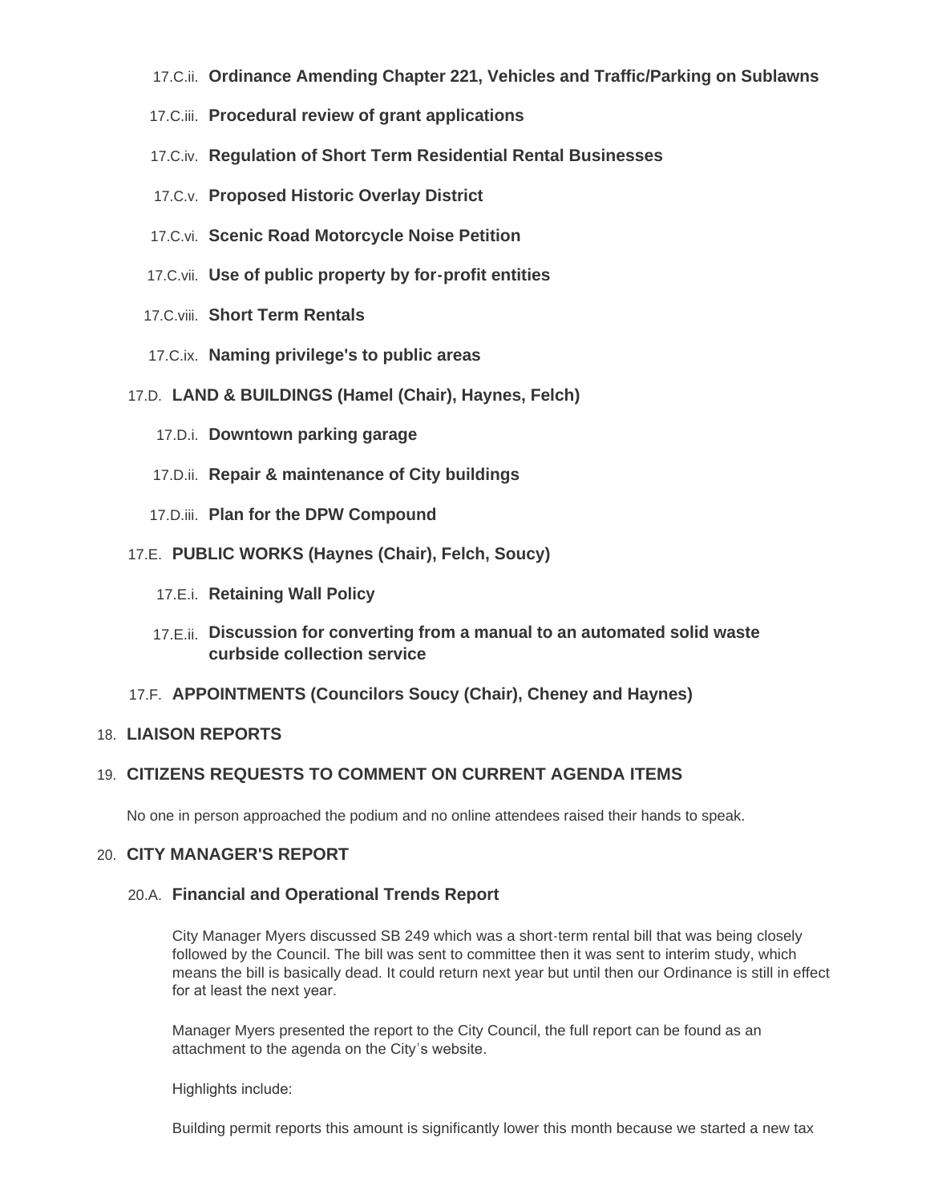17.C.ii. **Ordinance Amending Chapter 221, Vehicles and Traffic/Parking on Sublawns**

17.C.iii. **Procedural review of grant applications**

17.C.iv. **Regulation of Short Term Residential Rental Businesses**

17.C.v. **Proposed Historic Overlay District**

17.C.vi. **Scenic Road Motorcycle Noise Petition**

17.C.vii. **Use of public property by for-profit entities**

17.C.viii. **Short Term Rentals**

17.C.ix. **Naming privilege's to public areas**

### 17.D. LAND & BUILDINGS (Hamel (Chair), Haynes, Felch)

17.D.i. **Downtown parking garage**

17.D.ii. **Repair & maintenance of City buildings**

17.D.iii. **Plan for the DPW Compound**

### 17.E. PUBLIC WORKS (Haynes (Chair), Felch, Soucy)

17.E.i. **Retaining Wall Policy**

17.E.ii. **Discussion for converting from a manual to an automated solid waste curbside collection service**

### 17.F. APPOINTMENTS (Councilors Soucy (Chair), Cheney and Haynes)

## 18. LIAISON REPORTS

## 19. CITIZENS REQUESTS TO COMMENT ON CURRENT AGENDA ITEMS

No one in person approached the podium and no online attendees raised their hands to speak.

## 20. CITY MANAGER'S REPORT

### 20.A. Financial and Operational Trends Report

City Manager Myers discussed SB 249 which was a short-term rental bill that was being closely followed by the Council. The bill was sent to committee then it was sent to interim study, which means the bill is basically dead. It could return next year but until then our Ordinance is still in effect for at least the next year.

Manager Myers presented the report to the City Council, the full report can be found as an attachment to the agenda on the City's website.

Highlights include:

Building permit reports this amount is significantly lower this month because we started a new tax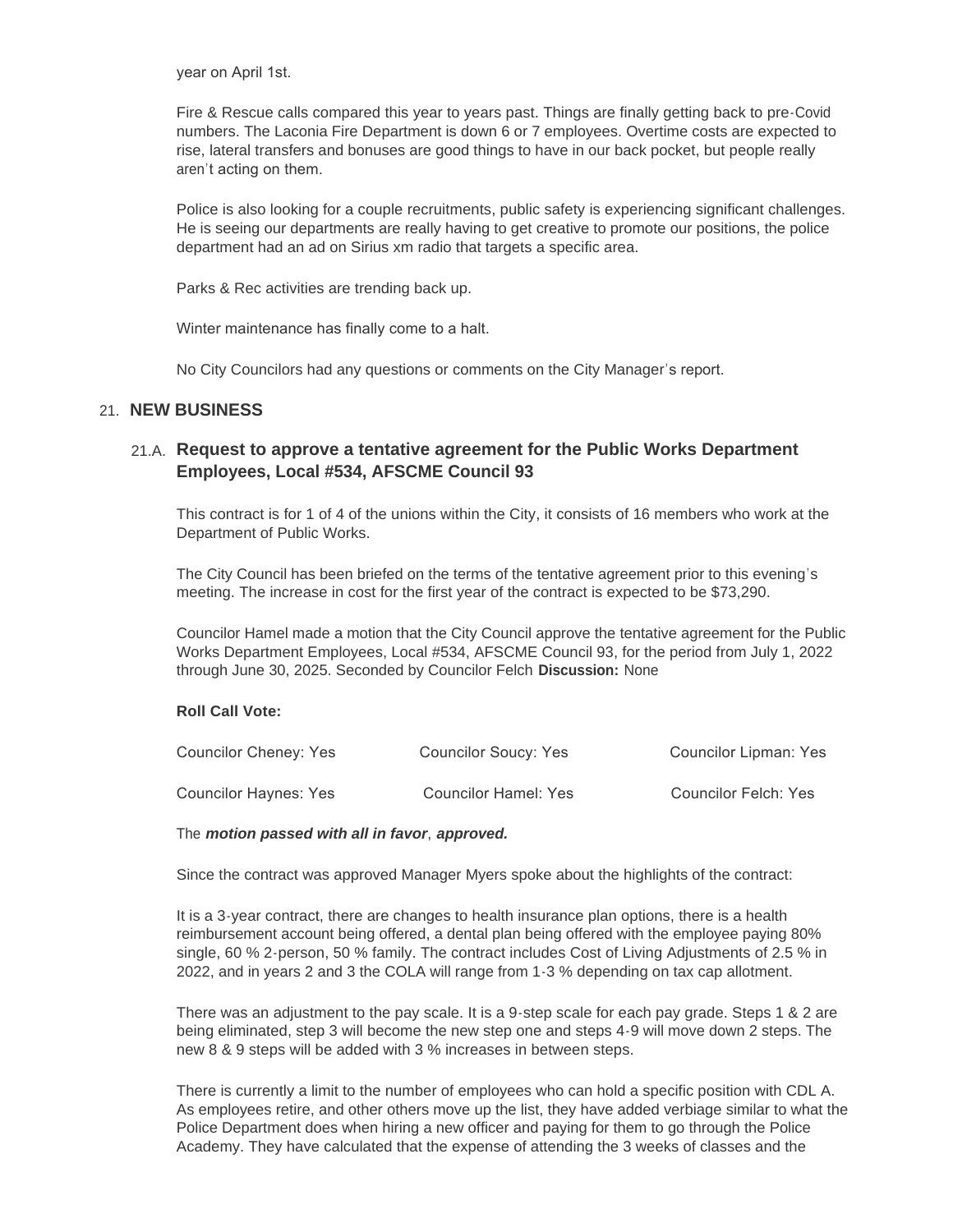year on April 1st.

Fire & Rescue calls compared this year to years past. Things are finally getting back to pre-Covid numbers. The Laconia Fire Department is down 6 or 7 employees. Overtime costs are expected to rise, lateral transfers and bonuses are good things to have in our back pocket, but people really aren't acting on them.

Police is also looking for a couple recruitments, public safety is experiencing significant challenges. He is seeing our departments are really having to get creative to promote our positions, the police department had an ad on Sirius xm radio that targets a specific area.

Parks & Rec activities are trending back up.

Winter maintenance has finally come to a halt.

No City Councilors had any questions or comments on the City Manager's report.

## 21. NEW BUSINESS

### 21.A. Request to approve a tentative agreement for the Public Works Department Employees, Local #534, AFSCME Council 93

This contract is for 1 of 4 of the unions within the City, it consists of 16 members who work at the Department of Public Works.

The City Council has been briefed on the terms of the tentative agreement prior to this evening's meeting. The increase in cost for the first year of the contract is expected to be $73,290.

Councilor Hamel made a motion that the City Council approve the tentative agreement for the Public Works Department Employees, Local #534, AFSCME Council 93, for the period from July 1, 2022 through June 30, 2025. Seconded by Councilor Felch **Discussion:** None

**Roll Call Vote:**

| | | |
|---|---|---|
| Councilor Cheney: Yes | Councilor Soucy: Yes | Councilor Lipman: Yes |
| Councilor Haynes: Yes | Councilor Hamel: Yes | Councilor Felch: Yes |

The ***motion passed with all in favor***, ***approved.***

Since the contract was approved Manager Myers spoke about the highlights of the contract:

It is a 3-year contract, there are changes to health insurance plan options, there is a health reimbursement account being offered, a dental plan being offered with the employee paying 80% single, 60 % 2-person, 50 % family. The contract includes Cost of Living Adjustments of 2.5 % in 2022, and in years 2 and 3 the COLA will range from 1-3 % depending on tax cap allotment.

There was an adjustment to the pay scale. It is a 9-step scale for each pay grade. Steps 1 & 2 are being eliminated, step 3 will become the new step one and steps 4-9 will move down 2 steps. The new 8 & 9 steps will be added with 3 % increases in between steps.

There is currently a limit to the number of employees who can hold a specific position with CDL A. As employees retire, and other others move up the list, they have added verbiage similar to what the Police Department does when hiring a new officer and paying for them to go through the Police Academy. They have calculated that the expense of attending the 3 weeks of classes and the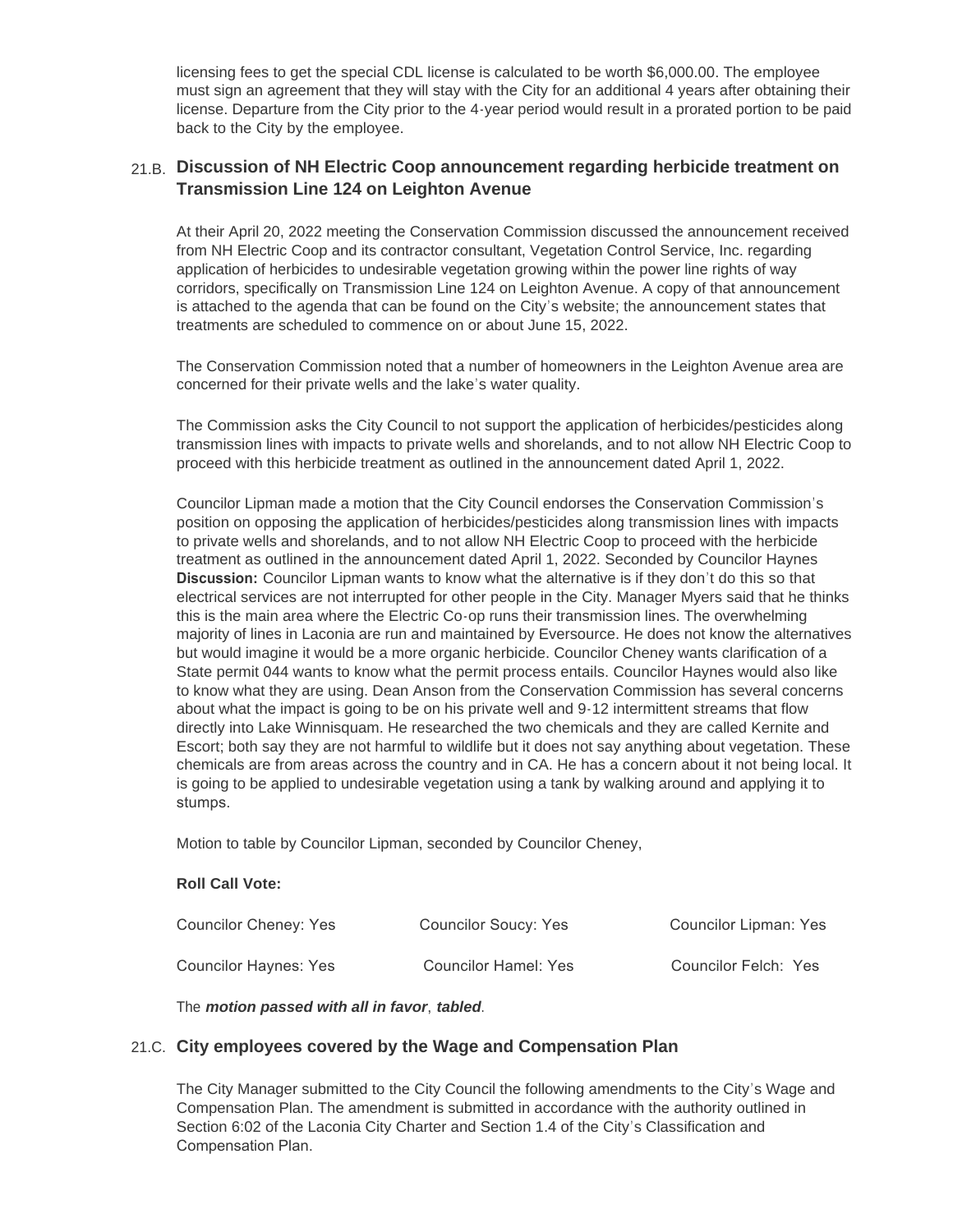licensing fees to get the special CDL license is calculated to be worth $6,000.00. The employee must sign an agreement that they will stay with the City for an additional 4 years after obtaining their license. Departure from the City prior to the 4-year period would result in a prorated portion to be paid back to the City by the employee.

### 21.B. Discussion of NH Electric Coop announcement regarding herbicide treatment on Transmission Line 124 on Leighton Avenue

At their April 20, 2022 meeting the Conservation Commission discussed the announcement received from NH Electric Coop and its contractor consultant, Vegetation Control Service, Inc. regarding application of herbicides to undesirable vegetation growing within the power line rights of way corridors, specifically on Transmission Line 124 on Leighton Avenue. A copy of that announcement is attached to the agenda that can be found on the City's website; the announcement states that treatments are scheduled to commence on or about June 15, 2022.

The Conservation Commission noted that a number of homeowners in the Leighton Avenue area are concerned for their private wells and the lake's water quality.

The Commission asks the City Council to not support the application of herbicides/pesticides along transmission lines with impacts to private wells and shorelands, and to not allow NH Electric Coop to proceed with this herbicide treatment as outlined in the announcement dated April 1, 2022.

Councilor Lipman made a motion that the City Council endorses the Conservation Commission's position on opposing the application of herbicides/pesticides along transmission lines with impacts to private wells and shorelands, and to not allow NH Electric Coop to proceed with the herbicide treatment as outlined in the announcement dated April 1, 2022. Seconded by Councilor Haynes **Discussion:** Councilor Lipman wants to know what the alternative is if they don't do this so that electrical services are not interrupted for other people in the City. Manager Myers said that he thinks this is the main area where the Electric Co-op runs their transmission lines. The overwhelming majority of lines in Laconia are run and maintained by Eversource. He does not know the alternatives but would imagine it would be a more organic herbicide. Councilor Cheney wants clarification of a State permit 044 wants to know what the permit process entails. Councilor Haynes would also like to know what they are using. Dean Anson from the Conservation Commission has several concerns about what the impact is going to be on his private well and 9-12 intermittent streams that flow directly into Lake Winnisquam. He researched the two chemicals and they are called Kernite and Escort; both say they are not harmful to wildlife but it does not say anything about vegetation. These chemicals are from areas across the country and in CA. He has a concern about it not being local. It is going to be applied to undesirable vegetation using a tank by walking around and applying it to stumps.

Motion to table by Councilor Lipman, seconded by Councilor Cheney,

**Roll Call Vote:**

| | | |
|---|---|---|
| Councilor Cheney: Yes | Councilor Soucy: Yes | Councilor Lipman: Yes |
| Councilor Haynes: Yes | Councilor Hamel: Yes | Councilor Felch: Yes |

The ***motion passed with all in favor***, ***tabled***.

### 21.C. City employees covered by the Wage and Compensation Plan

The City Manager submitted to the City Council the following amendments to the City's Wage and Compensation Plan. The amendment is submitted in accordance with the authority outlined in Section 6:02 of the Laconia City Charter and Section 1.4 of the City's Classification and Compensation Plan.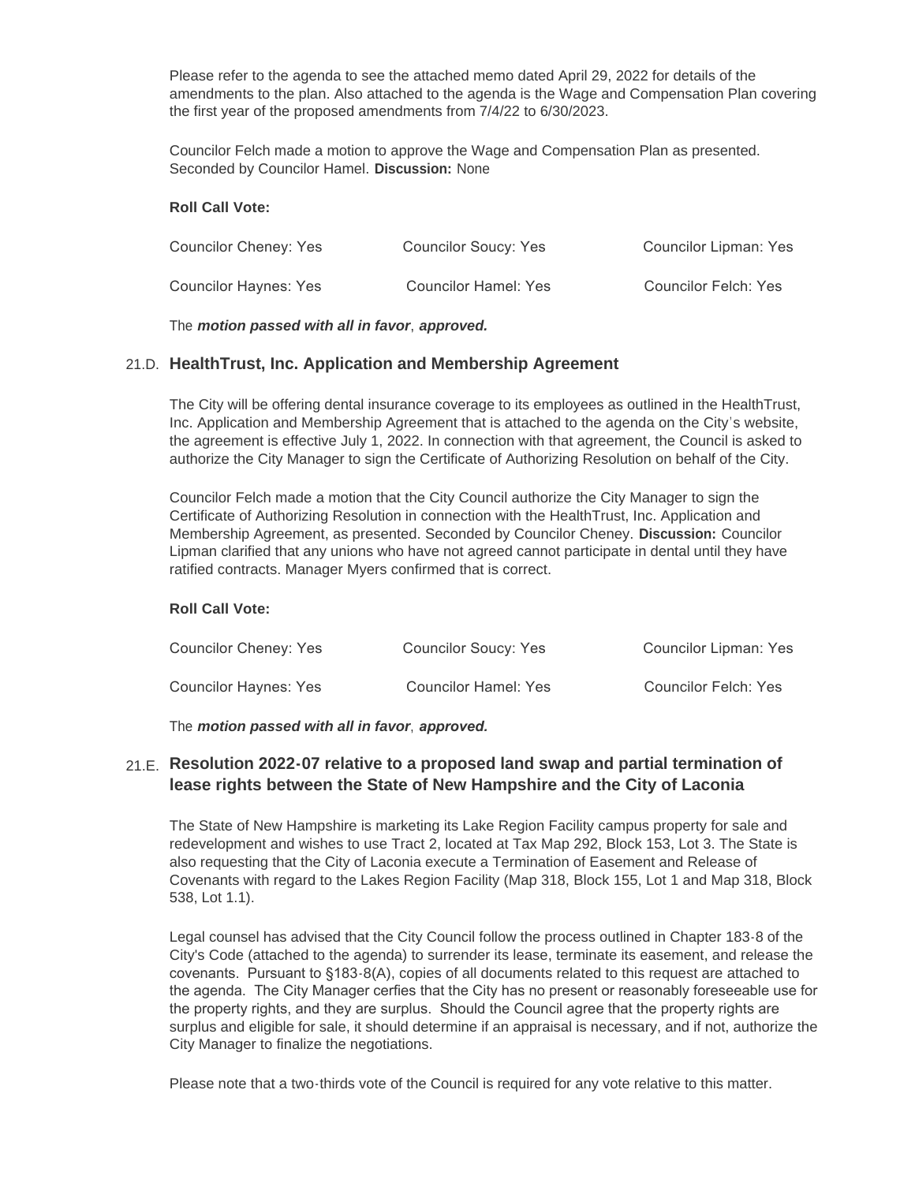Please refer to the agenda to see the attached memo dated April 29, 2022 for details of the amendments to the plan. Also attached to the agenda is the Wage and Compensation Plan covering the first year of the proposed amendments from 7/4/22 to 6/30/2023.

Councilor Felch made a motion to approve the Wage and Compensation Plan as presented. Seconded by Councilor Hamel. **Discussion:** None

**Roll Call Vote:**

| | | |
|---|---|---|
| Councilor Cheney: Yes | Councilor Soucy: Yes | Councilor Lipman: Yes |
| Councilor Haynes: Yes | Councilor Hamel: Yes | Councilor Felch: Yes |

The ***motion passed with all in favor***, ***approved.***

## 21.D. HealthTrust, Inc. Application and Membership Agreement

The City will be offering dental insurance coverage to its employees as outlined in the HealthTrust, Inc. Application and Membership Agreement that is attached to the agenda on the City's website, the agreement is effective July 1, 2022. In connection with that agreement, the Council is asked to authorize the City Manager to sign the Certificate of Authorizing Resolution on behalf of the City.

Councilor Felch made a motion that the City Council authorize the City Manager to sign the Certificate of Authorizing Resolution in connection with the HealthTrust, Inc. Application and Membership Agreement, as presented. Seconded by Councilor Cheney. **Discussion:** Councilor Lipman clarified that any unions who have not agreed cannot participate in dental until they have ratified contracts. Manager Myers confirmed that is correct.

**Roll Call Vote:**

| | | |
|---|---|---|
| Councilor Cheney: Yes | Councilor Soucy: Yes | Councilor Lipman: Yes |
| Councilor Haynes: Yes | Councilor Hamel: Yes | Councilor Felch: Yes |

The ***motion passed with all in favor***, ***approved.***

## 21.E. Resolution 2022-07 relative to a proposed land swap and partial termination of lease rights between the State of New Hampshire and the City of Laconia

The State of New Hampshire is marketing its Lake Region Facility campus property for sale and redevelopment and wishes to use Tract 2, located at Tax Map 292, Block 153, Lot 3. The State is also requesting that the City of Laconia execute a Termination of Easement and Release of Covenants with regard to the Lakes Region Facility (Map 318, Block 155, Lot 1 and Map 318, Block 538, Lot 1.1).

Legal counsel has advised that the City Council follow the process outlined in Chapter 183-8 of the City's Code (attached to the agenda) to surrender its lease, terminate its easement, and release the covenants. Pursuant to §183-8(A), copies of all documents related to this request are attached to the agenda. The City Manager cerfies that the City has no present or reasonably foreseeable use for the property rights, and they are surplus. Should the Council agree that the property rights are surplus and eligible for sale, it should determine if an appraisal is necessary, and if not, authorize the City Manager to finalize the negotiations.

Please note that a two-thirds vote of the Council is required for any vote relative to this matter.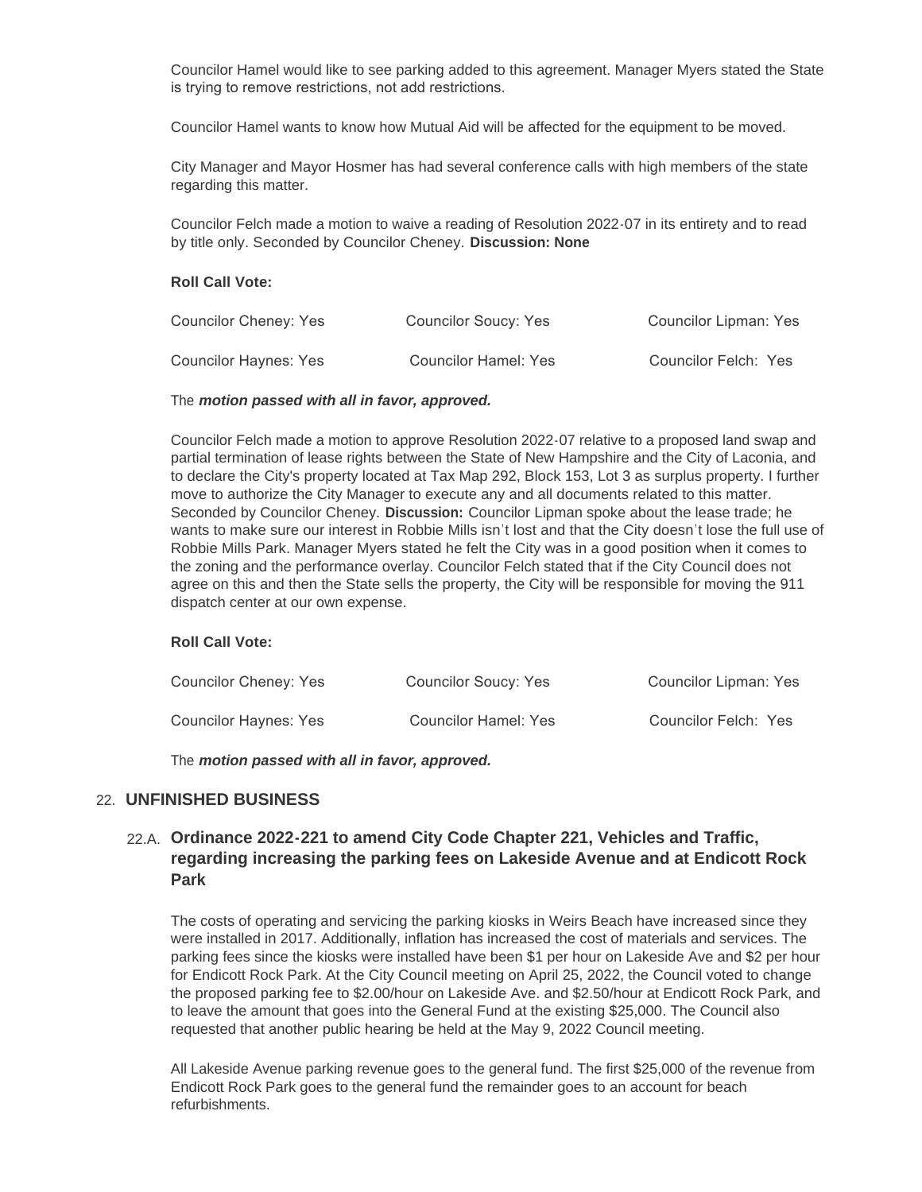Councilor Hamel would like to see parking added to this agreement. Manager Myers stated the State is trying to remove restrictions, not add restrictions.

Councilor Hamel wants to know how Mutual Aid will be affected for the equipment to be moved.

City Manager and Mayor Hosmer has had several conference calls with high members of the state regarding this matter.

Councilor Felch made a motion to waive a reading of Resolution 2022-07 in its entirety and to read by title only. Seconded by Councilor Cheney. **Discussion: None**

**Roll Call Vote:**

| | | |
|---|---|---|
| Councilor Cheney: Yes | Councilor Soucy: Yes | Councilor Lipman: Yes |
| Councilor Haynes: Yes | Councilor Hamel: Yes | Councilor Felch: Yes |

The ***motion passed with all in favor, approved.***

Councilor Felch made a motion to approve Resolution 2022-07 relative to a proposed land swap and partial termination of lease rights between the State of New Hampshire and the City of Laconia, and to declare the City's property located at Tax Map 292, Block 153, Lot 3 as surplus property. I further move to authorize the City Manager to execute any and all documents related to this matter. Seconded by Councilor Cheney. **Discussion:** Councilor Lipman spoke about the lease trade; he wants to make sure our interest in Robbie Mills isn't lost and that the City doesn't lose the full use of Robbie Mills Park. Manager Myers stated he felt the City was in a good position when it comes to the zoning and the performance overlay. Councilor Felch stated that if the City Council does not agree on this and then the State sells the property, the City will be responsible for moving the 911 dispatch center at our own expense.

**Roll Call Vote:**

| | | |
|---|---|---|
| Councilor Cheney: Yes | Councilor Soucy: Yes | Councilor Lipman: Yes |
| Councilor Haynes: Yes | Councilor Hamel: Yes | Councilor Felch: Yes |

The ***motion passed with all in favor, approved.***

## 22. UNFINISHED BUSINESS

### 22.A. Ordinance 2022-221 to amend City Code Chapter 221, Vehicles and Traffic, regarding increasing the parking fees on Lakeside Avenue and at Endicott Rock Park

The costs of operating and servicing the parking kiosks in Weirs Beach have increased since they were installed in 2017. Additionally, inflation has increased the cost of materials and services. The parking fees since the kiosks were installed have been $1 per hour on Lakeside Ave and $2 per hour for Endicott Rock Park. At the City Council meeting on April 25, 2022, the Council voted to change the proposed parking fee to $2.00/hour on Lakeside Ave. and $2.50/hour at Endicott Rock Park, and to leave the amount that goes into the General Fund at the existing $25,000. The Council also requested that another public hearing be held at the May 9, 2022 Council meeting.

All Lakeside Avenue parking revenue goes to the general fund. The first $25,000 of the revenue from Endicott Rock Park goes to the general fund the remainder goes to an account for beach refurbishments.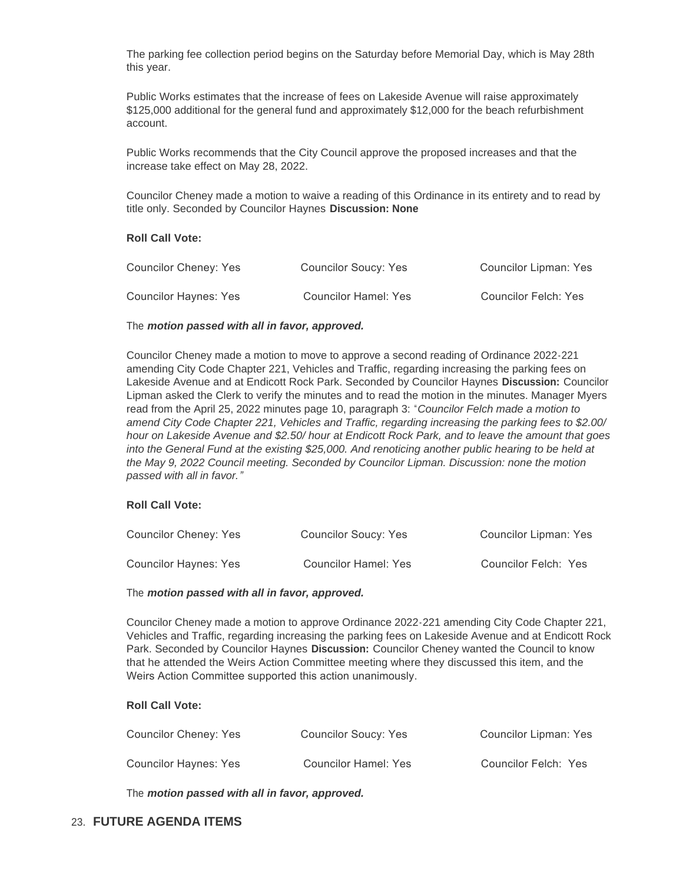The parking fee collection period begins on the Saturday before Memorial Day, which is May 28th this year.

Public Works estimates that the increase of fees on Lakeside Avenue will raise approximately $125,000 additional for the general fund and approximately $12,000 for the beach refurbishment account.

Public Works recommends that the City Council approve the proposed increases and that the increase take effect on May 28, 2022.

Councilor Cheney made a motion to waive a reading of this Ordinance in its entirety and to read by title only. Seconded by Councilor Haynes **Discussion: None**

**Roll Call Vote:**

| | | |
|---|---|---|
| Councilor Cheney: Yes | Councilor Soucy: Yes | Councilor Lipman: Yes |
| Councilor Haynes: Yes | Councilor Hamel: Yes | Councilor Felch: Yes |

The ***motion passed with all in favor, approved.***

Councilor Cheney made a motion to move to approve a second reading of Ordinance 2022-221 amending City Code Chapter 221, Vehicles and Traffic, regarding increasing the parking fees on Lakeside Avenue and at Endicott Rock Park. Seconded by Councilor Haynes **Discussion:** Councilor Lipman asked the Clerk to verify the minutes and to read the motion in the minutes. Manager Myers read from the April 25, 2022 minutes page 10, paragraph 3: "*Councilor Felch made a motion to amend City Code Chapter 221, Vehicles and Traffic, regarding increasing the parking fees to $2.00/ hour on Lakeside Avenue and $2.50/ hour at Endicott Rock Park, and to leave the amount that goes into the General Fund at the existing $25,000. And renoticing another public hearing to be held at the May 9, 2022 Council meeting. Seconded by Councilor Lipman. Discussion: none the motion passed with all in favor.*"

**Roll Call Vote:**

| | | |
|---|---|---|
| Councilor Cheney: Yes | Councilor Soucy: Yes | Councilor Lipman: Yes |
| Councilor Haynes: Yes | Councilor Hamel: Yes | Councilor Felch: Yes |

The ***motion passed with all in favor, approved.***

Councilor Cheney made a motion to approve Ordinance 2022-221 amending City Code Chapter 221, Vehicles and Traffic, regarding increasing the parking fees on Lakeside Avenue and at Endicott Rock Park. Seconded by Councilor Haynes **Discussion:** Councilor Cheney wanted the Council to know that he attended the Weirs Action Committee meeting where they discussed this item, and the Weirs Action Committee supported this action unanimously.

**Roll Call Vote:**

| | | |
|---|---|---|
| Councilor Cheney: Yes | Councilor Soucy: Yes | Councilor Lipman: Yes |
| Councilor Haynes: Yes | Councilor Hamel: Yes | Councilor Felch: Yes |

The ***motion passed with all in favor, approved.***

## 23. FUTURE AGENDA ITEMS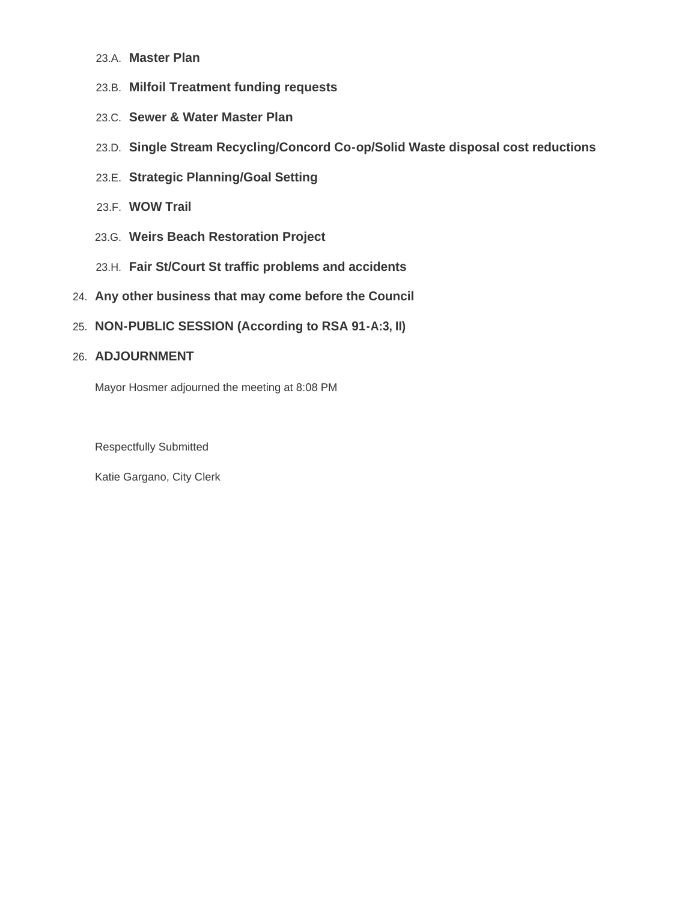23.A. **Master Plan**

23.B. **Milfoil Treatment funding requests**

23.C. **Sewer & Water Master Plan**

23.D. **Single Stream Recycling/Concord Co-op/Solid Waste disposal cost reductions**

23.E. **Strategic Planning/Goal Setting**

23.F. **WOW Trail**

23.G. **Weirs Beach Restoration Project**

23.H. **Fair St/Court St traffic problems and accidents**

24. **Any other business that may come before the Council**

25. **NON-PUBLIC SESSION (According to RSA 91-A:3, II)**

26. **ADJOURNMENT**

Mayor Hosmer adjourned the meeting at 8:08 PM

Respectfully Submitted

Katie Gargano, City Clerk